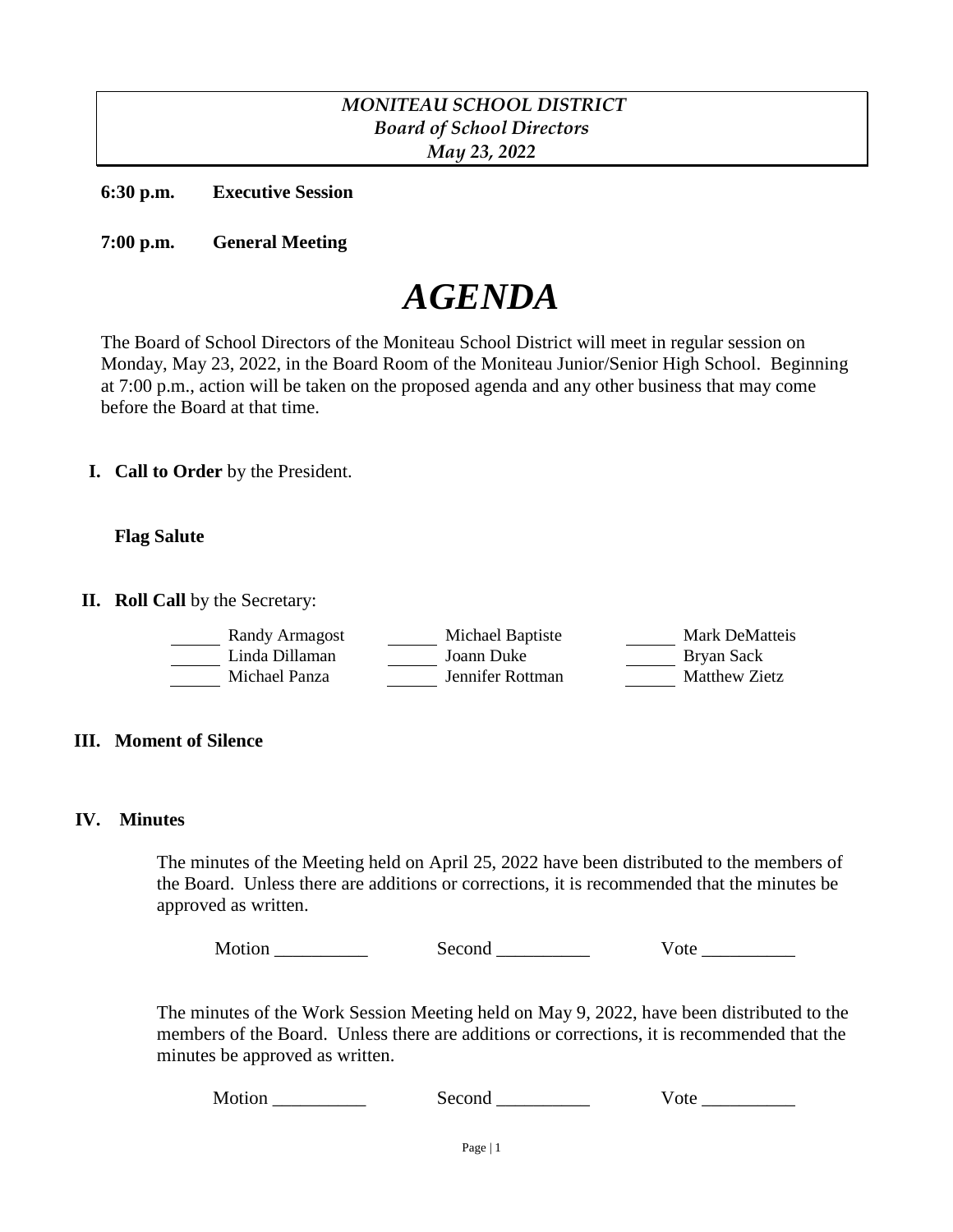*MONITEAU SCHOOL DISTRICT*
*Board of School Directors*
*May 23, 2022*

**6:30 p.m.** **Executive Session**

**7:00 p.m.** **General Meeting**

# *AGENDA*

The Board of School Directors of the Moniteau School District will meet in regular session on Monday, May 23, 2022, in the Board Room of the Moniteau Junior/Senior High School. Beginning at 7:00 p.m., action will be taken on the proposed agenda and any other business that may come before the Board at that time.

**I. Call to Order** by the President.

**Flag Salute**

**II. Roll Call** by the Secretary:

| | | |
|---|---|---|
| ______ Randy Armagost | ______ Michael Baptiste | ______ Mark DeMatteis |
| ______ Linda Dillaman | ______ Joann Duke | ______ Bryan Sack |
| ______ Michael Panza | ______ Jennifer Rottman | ______ Matthew Zietz |

**III. Moment of Silence**

**IV. Minutes**

The minutes of the Meeting held on April 25, 2022 have been distributed to the members of the Board. Unless there are additions or corrections, it is recommended that the minutes be approved as written.

Motion __________ Second __________ Vote __________

The minutes of the Work Session Meeting held on May 9, 2022, have been distributed to the members of the Board. Unless there are additions or corrections, it is recommended that the minutes be approved as written.

Motion __________ Second __________ Vote __________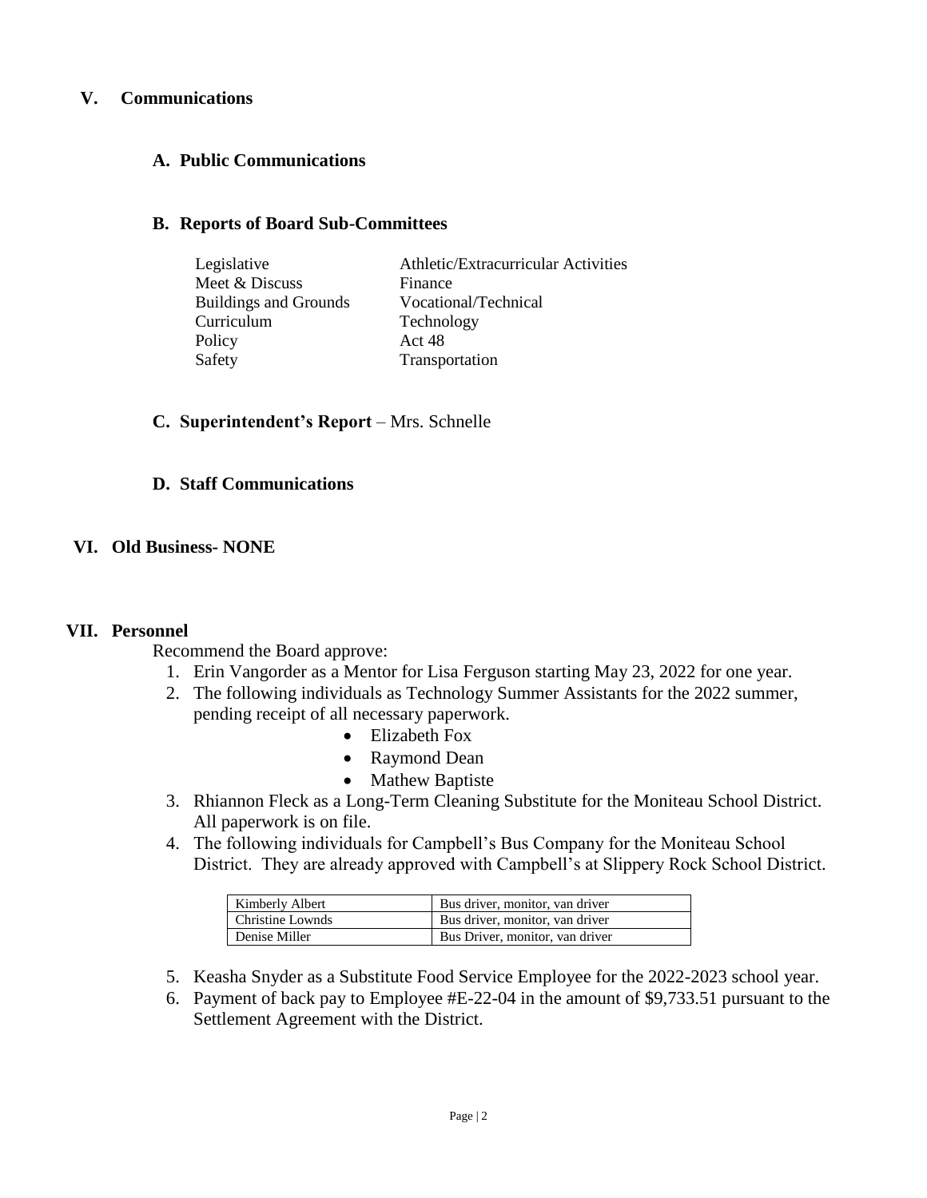## V. Communications

### A. Public Communications

### B. Reports of Board Sub-Committees

| | |
|---|---|
| Legislative | Athletic/Extracurricular Activities |
| Meet & Discuss | Finance |
| Buildings and Grounds | Vocational/Technical |
| Curriculum | Technology |
| Policy | Act 48 |
| Safety | Transportation |

### C. Superintendent's Report – Mrs. Schnelle

### D. Staff Communications

## VI. Old Business- NONE

## VII. Personnel

Recommend the Board approve:

1. Erin Vangorder as a Mentor for Lisa Ferguson starting May 23, 2022 for one year.
2. The following individuals as Technology Summer Assistants for the 2022 summer, pending receipt of all necessary paperwork.
   - Elizabeth Fox
   - Raymond Dean
   - Mathew Baptiste
3. Rhiannon Fleck as a Long-Term Cleaning Substitute for the Moniteau School District. All paperwork is on file.
4. The following individuals for Campbell's Bus Company for the Moniteau School District. They are already approved with Campbell's at Slippery Rock School District.

| | |
|---|---|
| Kimberly Albert | Bus driver, monitor, van driver |
| Christine Lownds | Bus driver, monitor, van driver |
| Denise Miller | Bus Driver, monitor, van driver |

5. Keasha Snyder as a Substitute Food Service Employee for the 2022-2023 school year.
6. Payment of back pay to Employee #E-22-04 in the amount of $9,733.51 pursuant to the Settlement Agreement with the District.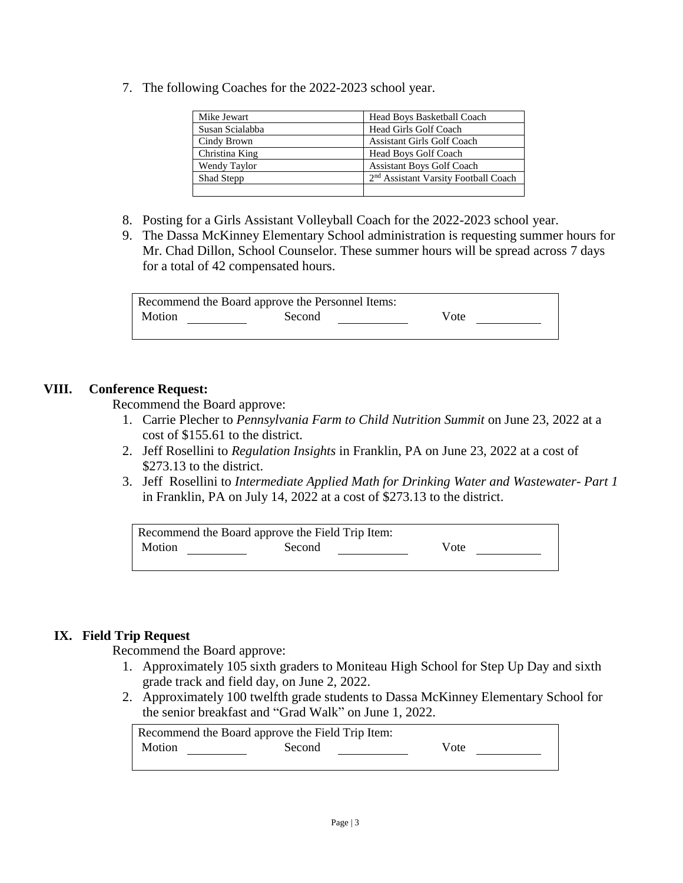7. The following Coaches for the 2022-2023 school year.

| Mike Jewart | Head Boys Basketball Coach |
|---|---|
| Susan Scialabba | Head Girls Golf Coach |
| Cindy Brown | Assistant Girls Golf Coach |
| Christina King | Head Boys Golf Coach |
| Wendy Taylor | Assistant Boys Golf Coach |
| Shad Stepp | 2nd Assistant Varsity Football Coach |
| | |

8. Posting for a Girls Assistant Volleyball Coach for the 2022-2023 school year.
9. The Dassa McKinney Elementary School administration is requesting summer hours for Mr. Chad Dillon, School Counselor. These summer hours will be spread across 7 days for a total of 42 compensated hours.

Recommend the Board approve the Personnel Items:
Motion ________ Second ________ Vote ________

## VIII. Conference Request:

Recommend the Board approve:

1. Carrie Plecher to *Pennsylvania Farm to Child Nutrition Summit* on June 23, 2022 at a cost of $155.61 to the district.
2. Jeff Rosellini to *Regulation Insights* in Franklin, PA on June 23, 2022 at a cost of $273.13 to the district.
3. Jeff Rosellini to *Intermediate Applied Math for Drinking Water and Wastewater- Part 1* in Franklin, PA on July 14, 2022 at a cost of $273.13 to the district.

Recommend the Board approve the Field Trip Item:
Motion ________ Second ________ Vote ________

## IX. Field Trip Request

Recommend the Board approve:

1. Approximately 105 sixth graders to Moniteau High School for Step Up Day and sixth grade track and field day, on June 2, 2022.
2. Approximately 100 twelfth grade students to Dassa McKinney Elementary School for the senior breakfast and "Grad Walk" on June 1, 2022.

Recommend the Board approve the Field Trip Item:
Motion ________ Second ________ Vote ________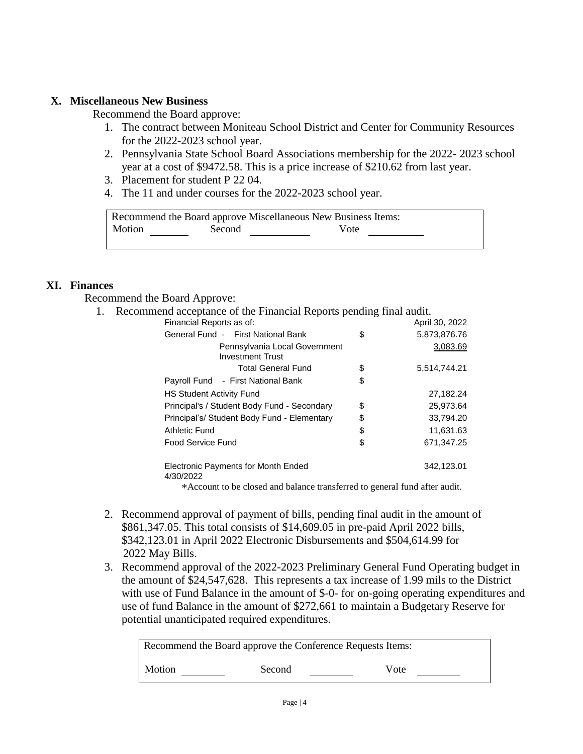## X. Miscellaneous New Business

Recommend the Board approve:

1. The contract between Moniteau School District and Center for Community Resources for the 2022-2023 school year.
2. Pennsylvania State School Board Associations membership for the 2022- 2023 school year at a cost of $9472.58. This is a price increase of $210.62 from last year.
3. Placement for student P 22 04.
4. The 11 and under courses for the 2022-2023 school year.

| Recommend the Board approve Miscellaneous New Business Items: |
|---|
| Motion \_\_\_\_\_\_\_ Second \_\_\_\_\_\_\_\_\_\_ Vote \_\_\_\_\_\_\_\_\_\_ |

## XI. Finances

Recommend the Board Approve:

1. Recommend acceptance of the Financial Reports pending final audit.

| Financial Reports as of: | | April 30, 2022 |
|---|---|---|
| General Fund - First National Bank | $ | 5,873,876.76 |
| Pennsylvania Local Government Investment Trust | | 3,083.69 |
| Total General Fund | $ | 5,514,744.21 |
| Payroll Fund - First National Bank | $ | |
| HS Student Activity Fund | | 27,182.24 |
| Principal's / Student Body Fund - Secondary | $ | 25,973.64 |
| Principal's/ Student Body Fund - Elementary | $ | 33,794.20 |
| Athletic Fund | $ | 11,631.63 |
| Food Service Fund | $ | 671,347.25 |
| Electronic Payments for Month Ended 4/30/2022 | | 342,123.01 |

*Account to be closed and balance transferred to general fund after audit.

2. Recommend approval of payment of bills, pending final audit in the amount of $861,347.05. This total consists of $14,609.05 in pre-paid April 2022 bills, $342,123.01 in April 2022 Electronic Disbursements and $504,614.99 for 2022 May Bills.
3. Recommend approval of the 2022-2023 Preliminary General Fund Operating budget in the amount of $24,547,628. This represents a tax increase of 1.99 mils to the District with use of Fund Balance in the amount of $-0- for on-going operating expenditures and use of fund Balance in the amount of $272,661 to maintain a Budgetary Reserve for potential unanticipated required expenditures.

| Recommend the Board approve the Conference Requests Items: |
|---|
| Motion \_\_\_\_\_\_\_ Second \_\_\_\_\_\_\_ Vote \_\_\_\_\_\_\_ |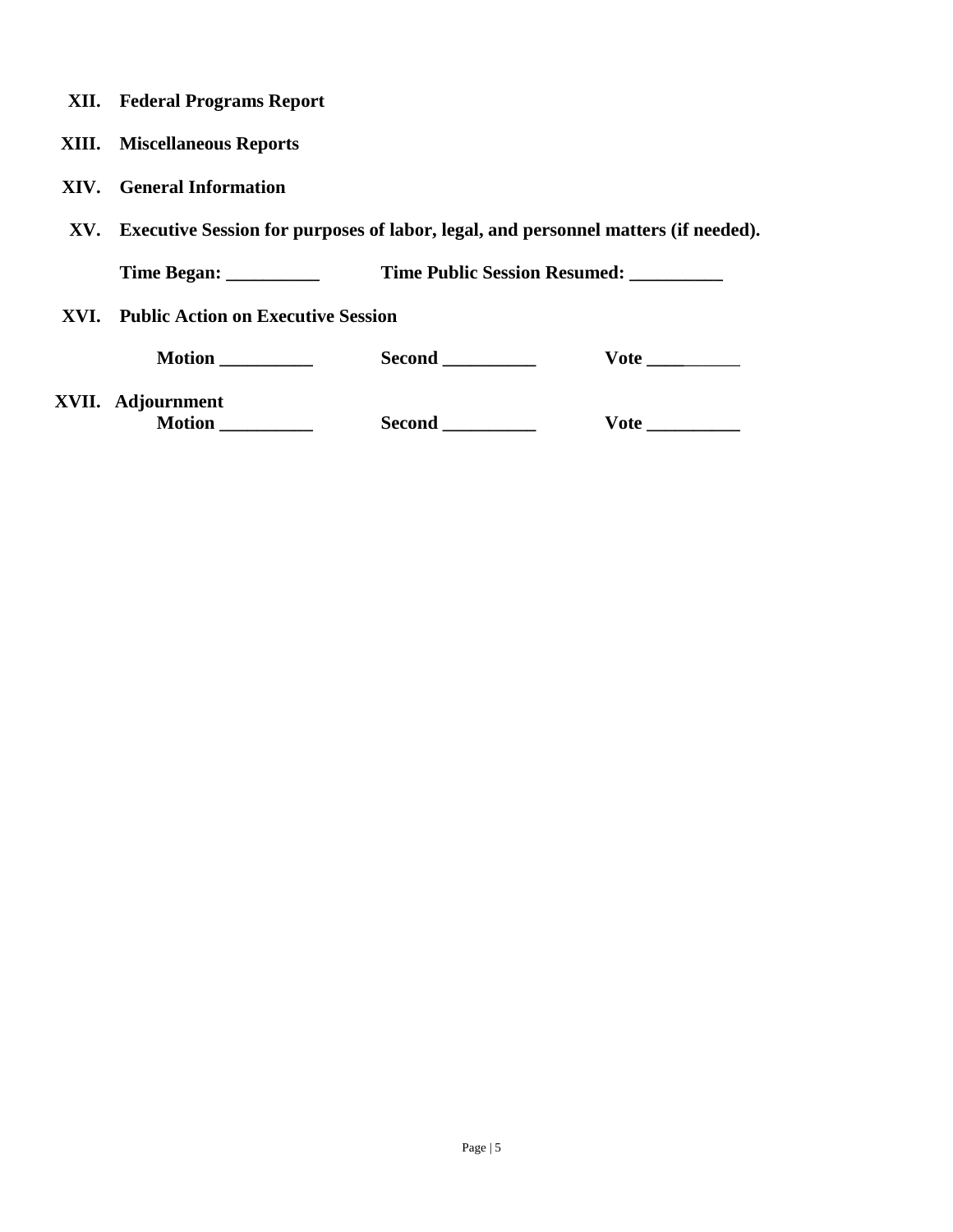**XII. Federal Programs Report**

**XIII. Miscellaneous Reports**

**XIV. General Information**

**XV. Executive Session for purposes of labor, legal, and personnel matters (if needed).**

**Time Began: __________ Time Public Session Resumed: __________**

**XVI. Public Action on Executive Session**

**Motion __________ Second __________ Vote __________**

**XVII. Adjournment**

**Motion __________ Second __________ Vote __________**